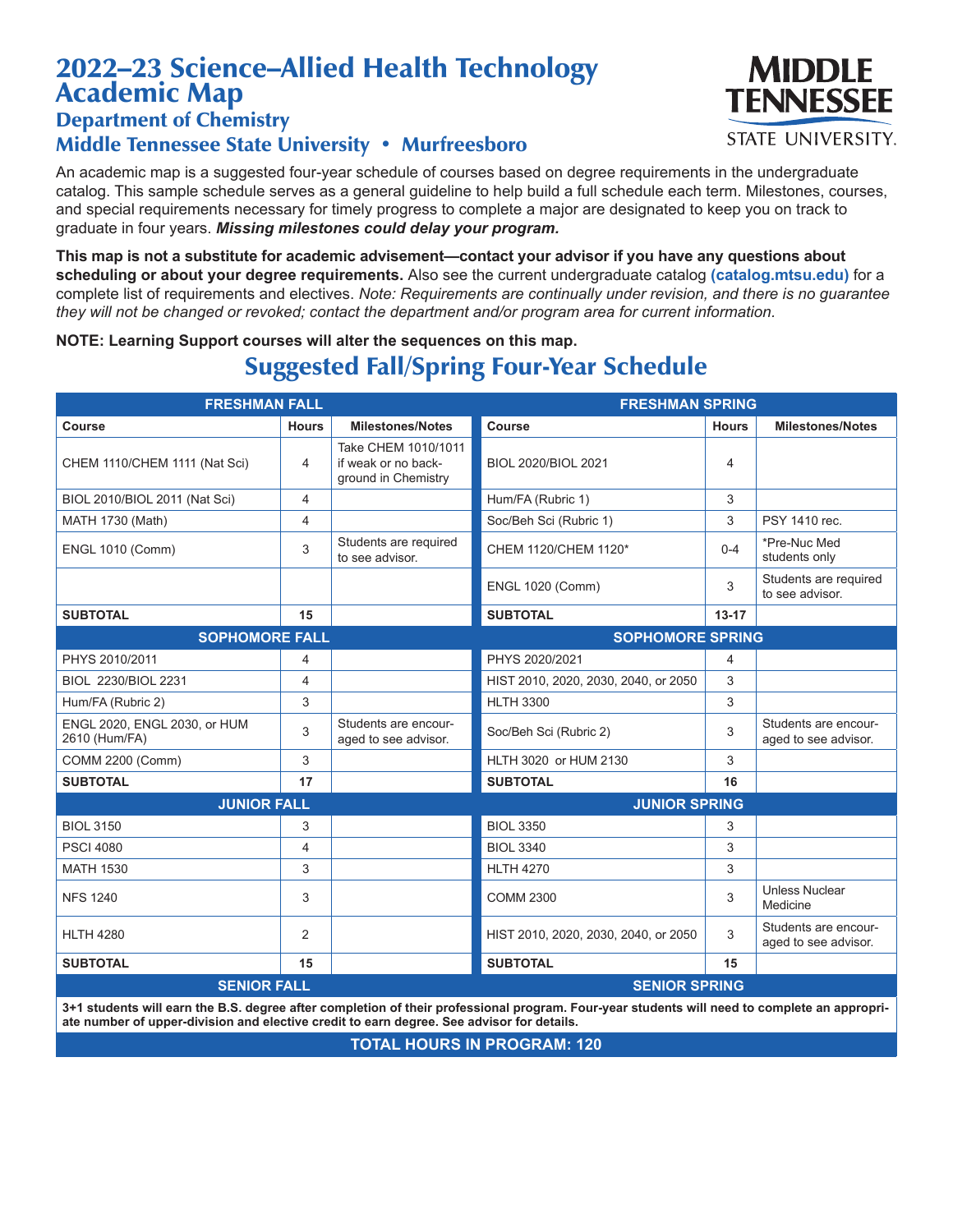# 2022–23 Science–Allied Health Technology Academic Map

## Department of Chemistry

## Middle Tennessee State University • Murfreesboro

MIDDLE TENNESSEE STATE UNIVERSITY.

An academic map is a suggested four-year schedule of courses based on degree requirements in the undergraduate catalog. This sample schedule serves as a general guideline to help build a full schedule each term. Milestones, courses, and special requirements necessary for timely progress to complete a major are designated to keep you on track to graduate in four years. ***Missing milestones could delay your program.***

**This map is not a substitute for academic advisement—contact your advisor if you have any questions about scheduling or about your degree requirements.** Also see the current undergraduate catalog **(catalog.mtsu.edu)** for a complete list of requirements and electives. *Note: Requirements are continually under revision, and there is no guarantee they will not be changed or revoked; contact the department and/or program area for current information.*

**NOTE: Learning Support courses will alter the sequences on this map.**

## Suggested Fall/Spring Four-Year Schedule

| **FRESHMAN FALL** | | | **FRESHMAN SPRING** | | |
|---|---|---|---|---|---|
| **Course** | **Hours** | **Milestones/Notes** | **Course** | **Hours** | **Milestones/Notes** |
| CHEM 1110/CHEM 1111 (Nat Sci) | 4 | Take CHEM 1010/1011 if weak or no background in Chemistry | BIOL 2020/BIOL 2021 | 4 | |
| BIOL 2010/BIOL 2011 (Nat Sci) | 4 | | Hum/FA (Rubric 1) | 3 | |
| MATH 1730 (Math) | 4 | | Soc/Beh Sci (Rubric 1) | 3 | PSY 1410 rec. |
| ENGL 1010 (Comm) | 3 | Students are required to see advisor. | CHEM 1120/CHEM 1120* | 0-4 | *Pre-Nuc Med students only |
| | | | ENGL 1020 (Comm) | 3 | Students are required to see advisor. |
| **SUBTOTAL** | **15** | | **SUBTOTAL** | **13-17** | |
| **SOPHOMORE FALL** | | | **SOPHOMORE SPRING** | | |
| PHYS 2010/2011 | 4 | | PHYS 2020/2021 | 4 | |
| BIOL 2230/BIOL 2231 | 4 | | HIST 2010, 2020, 2030, 2040, or 2050 | 3 | |
| Hum/FA (Rubric 2) | 3 | | HLTH 3300 | 3 | |
| ENGL 2020, ENGL 2030, or HUM 2610 (Hum/FA) | 3 | Students are encouraged to see advisor. | Soc/Beh Sci (Rubric 2) | 3 | Students are encouraged to see advisor. |
| COMM 2200 (Comm) | 3 | | HLTH 3020 or HUM 2130 | 3 | |
| **SUBTOTAL** | **17** | | **SUBTOTAL** | **16** | |
| **JUNIOR FALL** | | | **JUNIOR SPRING** | | |
| BIOL 3150 | 3 | | BIOL 3350 | 3 | |
| PSCI 4080 | 4 | | BIOL 3340 | 3 | |
| MATH 1530 | 3 | | HLTH 4270 | 3 | |
| NFS 1240 | 3 | | COMM 2300 | 3 | Unless Nuclear Medicine |
| HLTH 4280 | 2 | | HIST 2010, 2020, 2030, 2040, or 2050 | 3 | Students are encouraged to see advisor. |
| **SUBTOTAL** | **15** | | **SUBTOTAL** | **15** | |
| **SENIOR FALL** | | | **SENIOR SPRING** | | |

**3+1 students will earn the B.S. degree after completion of their professional program. Four-year students will need to complete an appropriate number of upper-division and elective credit to earn degree. See advisor for details.**

**TOTAL HOURS IN PROGRAM: 120**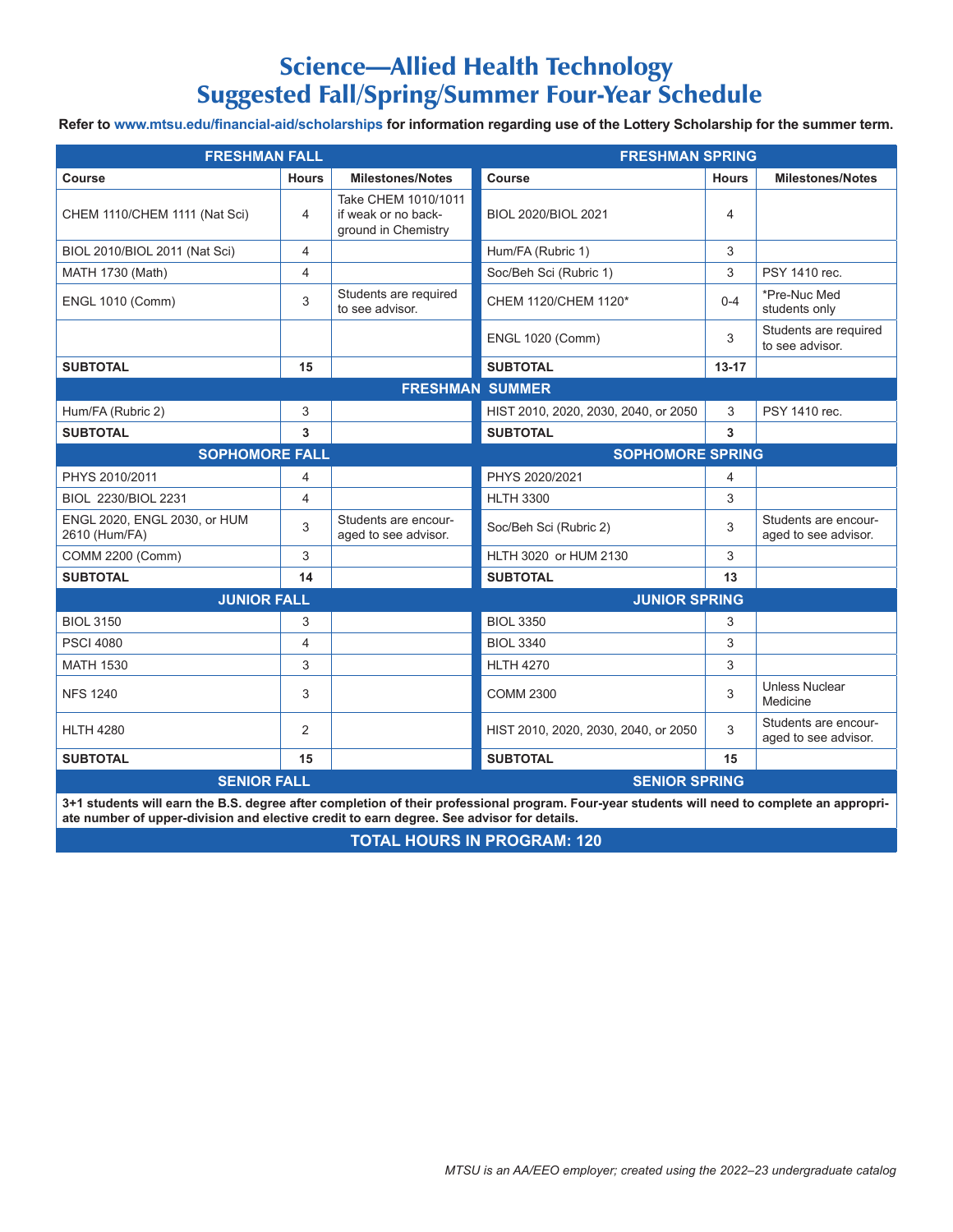# Science—Allied Health Technology
# Suggested Fall/Spring/Summer Four-Year Schedule

**Refer to www.mtsu.edu/financial-aid/scholarships for information regarding use of the Lottery Scholarship for the summer term.**

| FRESHMAN FALL | | | FRESHMAN SPRING | | |
|---|---|---|---|---|---|
| **Course** | **Hours** | **Milestones/Notes** | **Course** | **Hours** | **Milestones/Notes** |
| CHEM 1110/CHEM 1111 (Nat Sci) | 4 | Take CHEM 1010/1011 if weak or no background in Chemistry | BIOL 2020/BIOL 2021 | 4 | |
| BIOL 2010/BIOL 2011 (Nat Sci) | 4 | | Hum/FA (Rubric 1) | 3 | |
| MATH 1730 (Math) | 4 | | Soc/Beh Sci (Rubric 1) | 3 | PSY 1410 rec. |
| ENGL 1010 (Comm) | 3 | Students are required to see advisor. | CHEM 1120/CHEM 1120* | 0-4 | *Pre-Nuc Med students only |
| | | | ENGL 1020 (Comm) | 3 | Students are required to see advisor. |
| **SUBTOTAL** | **15** | | **SUBTOTAL** | **13-17** | |
| **FRESHMAN SUMMER** | | | | | |
| Hum/FA (Rubric 2) | 3 | | HIST 2010, 2020, 2030, 2040, or 2050 | 3 | PSY 1410 rec. |
| **SUBTOTAL** | **3** | | **SUBTOTAL** | **3** | |
| **SOPHOMORE FALL** | | | **SOPHOMORE SPRING** | | |
| PHYS 2010/2011 | 4 | | PHYS 2020/2021 | 4 | |
| BIOL 2230/BIOL 2231 | 4 | | HLTH 3300 | 3 | |
| ENGL 2020, ENGL 2030, or HUM 2610 (Hum/FA) | 3 | Students are encouraged to see advisor. | Soc/Beh Sci (Rubric 2) | 3 | Students are encouraged to see advisor. |
| COMM 2200 (Comm) | 3 | | HLTH 3020 or HUM 2130 | 3 | |
| **SUBTOTAL** | **14** | | **SUBTOTAL** | **13** | |
| **JUNIOR FALL** | | | **JUNIOR SPRING** | | |
| BIOL 3150 | 3 | | BIOL 3350 | 3 | |
| PSCI 4080 | 4 | | BIOL 3340 | 3 | |
| MATH 1530 | 3 | | HLTH 4270 | 3 | |
| NFS 1240 | 3 | | COMM 2300 | 3 | Unless Nuclear Medicine |
| HLTH 4280 | 2 | | HIST 2010, 2020, 2030, 2040, or 2050 | 3 | Students are encouraged to see advisor. |
| **SUBTOTAL** | **15** | | **SUBTOTAL** | **15** | |
| **SENIOR FALL** | | | **SENIOR SPRING** | | |
| **3+1 students will earn the B.S. degree after completion of their professional program. Four-year students will need to complete an appropriate number of upper-division and elective credit to earn degree. See advisor for details.** | | | | | |
| **TOTAL HOURS IN PROGRAM: 120** | | | | | |

*MTSU is an AA/EEO employer; created using the 2022–23 undergraduate catalog*